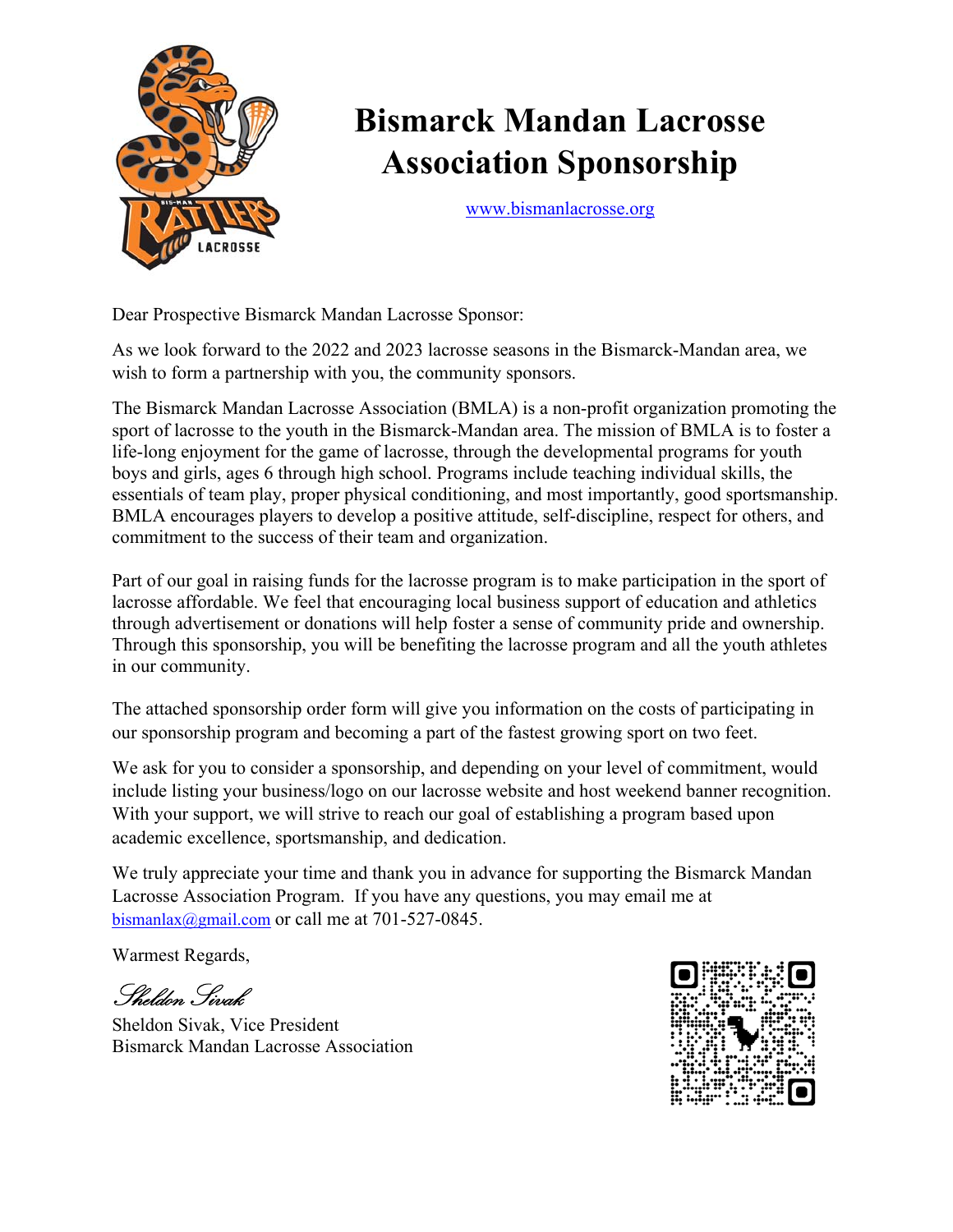# Bismarck Mandan Lacrosse Association Sponsorship

www.bismanlacrosse.org

Dear Prospective Bismarck Mandan Lacrosse Sponsor:

As we look forward to the 2022 and 2023 lacrosse seasons in the Bismarck-Mandan area, we wish to form a partnership with you, the community sponsors.

The Bismarck Mandan Lacrosse Association (BMLA) is a non-profit organization promoting the sport of lacrosse to the youth in the Bismarck-Mandan area. The mission of BMLA is to foster a life-long enjoyment for the game of lacrosse, through the developmental programs for youth boys and girls, ages 6 through high school. Programs include teaching individual skills, the essentials of team play, proper physical conditioning, and most importantly, good sportsmanship. BMLA encourages players to develop a positive attitude, self-discipline, respect for others, and commitment to the success of their team and organization.

Part of our goal in raising funds for the lacrosse program is to make participation in the sport of lacrosse affordable. We feel that encouraging local business support of education and athletics through advertisement or donations will help foster a sense of community pride and ownership. Through this sponsorship, you will be benefiting the lacrosse program and all the youth athletes in our community.

The attached sponsorship order form will give you information on the costs of participating in our sponsorship program and becoming a part of the fastest growing sport on two feet.

We ask for you to consider a sponsorship, and depending on your level of commitment, would include listing your business/logo on our lacrosse website and host weekend banner recognition. With your support, we will strive to reach our goal of establishing a program based upon academic excellence, sportsmanship, and dedication.

We truly appreciate your time and thank you in advance for supporting the Bismarck Mandan Lacrosse Association Program. If you have any questions, you may email me at bismanlax@gmail.com or call me at 701-527-0845.

Warmest Regards,

*Sheldon Sivak*

Sheldon Sivak, Vice President
Bismarck Mandan Lacrosse Association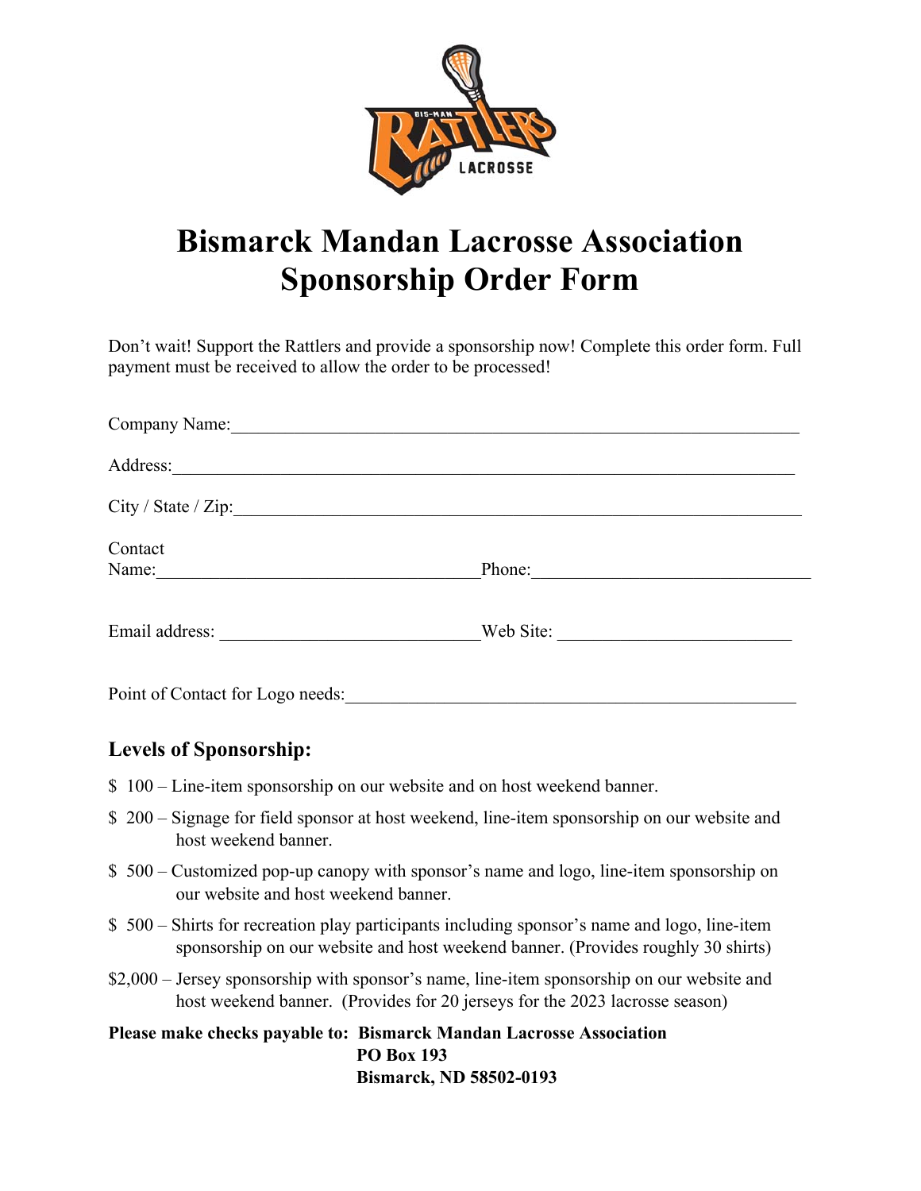# Bismarck Mandan Lacrosse Association Sponsorship Order Form

Don't wait! Support the Rattlers and provide a sponsorship now! Complete this order form. Full payment must be received to allow the order to be processed!

Company Name:___________________________________________________________________

Address:_________________________________________________________________________

City / State / Zip:_________________________________________________________________

Contact Name:__________________________________ Phone:_____________________________

Email address: ____________________________ Web Site: _________________________

Point of Contact for Logo needs:__________________________________________________

## Levels of Sponsorship:

$ 100 – Line-item sponsorship on our website and on host weekend banner.

$ 200 – Signage for field sponsor at host weekend, line-item sponsorship on our website and host weekend banner.

$ 500 – Customized pop-up canopy with sponsor's name and logo, line-item sponsorship on our website and host weekend banner.

$ 500 – Shirts for recreation play participants including sponsor's name and logo, line-item sponsorship on our website and host weekend banner. (Provides roughly 30 shirts)

$2,000 – Jersey sponsorship with sponsor's name, line-item sponsorship on our website and host weekend banner. (Provides for 20 jerseys for the 2023 lacrosse season)

**Please make checks payable to: Bismarck Mandan Lacrosse Association**
**PO Box 193**
**Bismarck, ND 58502-0193**